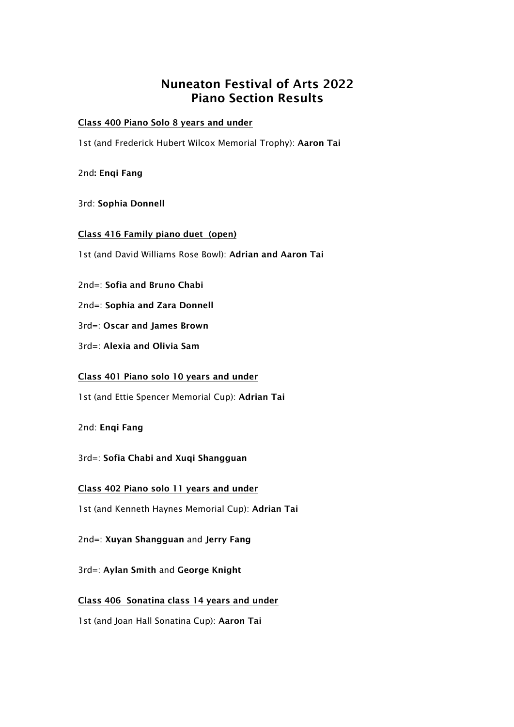# Nuneaton Festival of Arts 2022
# Piano Section Results

**Class 400 Piano Solo 8 years and under**

1st (and Frederick Hubert Wilcox Memorial Trophy): **Aaron Tai**

2nd**: Enqi Fang**

3rd: **Sophia Donnell**

**Class 416 Family piano duet (open)**

1st (and David Williams Rose Bowl): **Adrian and Aaron Tai**

2nd=: **Sofia and Bruno Chabi**

2nd=: **Sophia and Zara Donnell**

3rd=: **Oscar and James Brown**

3rd=: **Alexia and Olivia Sam**

**Class 401 Piano solo 10 years and under**

1st (and Ettie Spencer Memorial Cup): **Adrian Tai**

2nd: **Enqi Fang**

3rd=: **Sofia Chabi and Xuqi Shangguan**

**Class 402 Piano solo 11 years and under**

1st (and Kenneth Haynes Memorial Cup): **Adrian Tai**

2nd=: **Xuyan Shangguan** and **Jerry Fang**

3rd=: **Aylan Smith** and **George Knight**

**Class 406 Sonatina class 14 years and under**

1st (and Joan Hall Sonatina Cup): **Aaron Tai**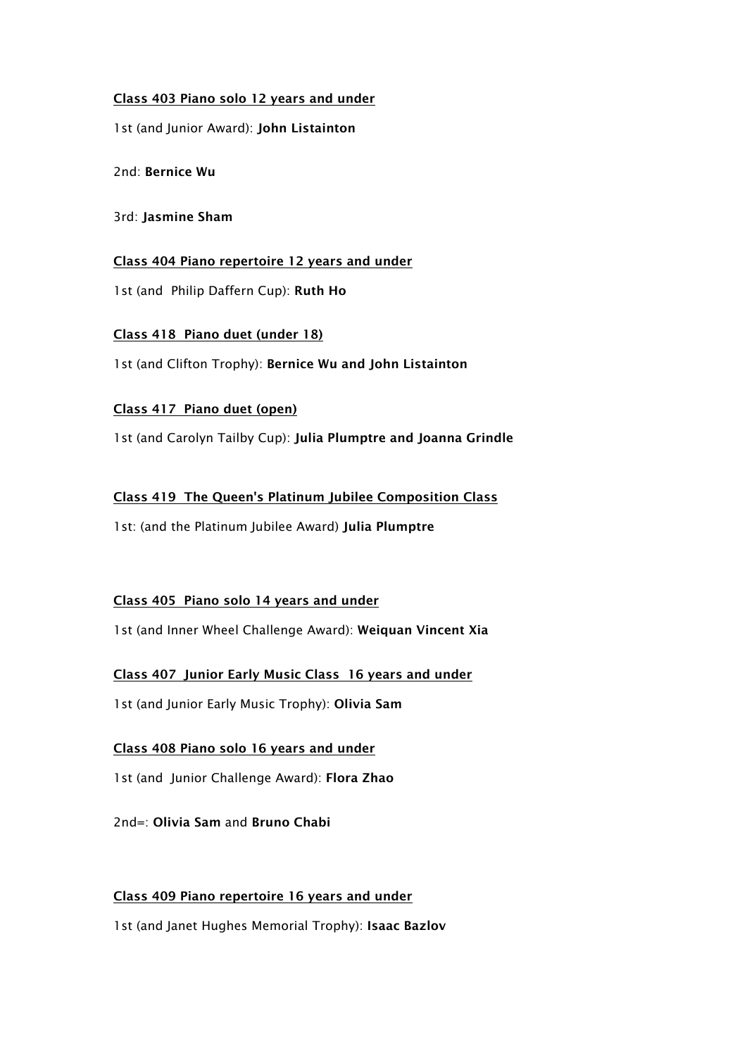**Class 403 Piano solo 12 years and under**

1st (and Junior Award): **John Listainton**

2nd: **Bernice Wu**

3rd: **Jasmine Sham**

**Class 404 Piano repertoire 12 years and under**

1st (and Philip Daffern Cup): **Ruth Ho**

**Class 418 Piano duet (under 18)**

1st (and Clifton Trophy): **Bernice Wu and John Listainton**

**Class 417 Piano duet (open)**

1st (and Carolyn Tailby Cup): **Julia Plumptre and Joanna Grindle**

**Class 419 The Queen's Platinum Jubilee Composition Class**

1st: (and the Platinum Jubilee Award) **Julia Plumptre**

**Class 405 Piano solo 14 years and under**

1st (and Inner Wheel Challenge Award): **Weiquan Vincent Xia**

**Class 407 Junior Early Music Class 16 years and under**

1st (and Junior Early Music Trophy): **Olivia Sam**

**Class 408 Piano solo 16 years and under**

1st (and Junior Challenge Award): **Flora Zhao**

2nd=: **Olivia Sam** and **Bruno Chabi**

**Class 409 Piano repertoire 16 years and under**

1st (and Janet Hughes Memorial Trophy): **Isaac Bazlov**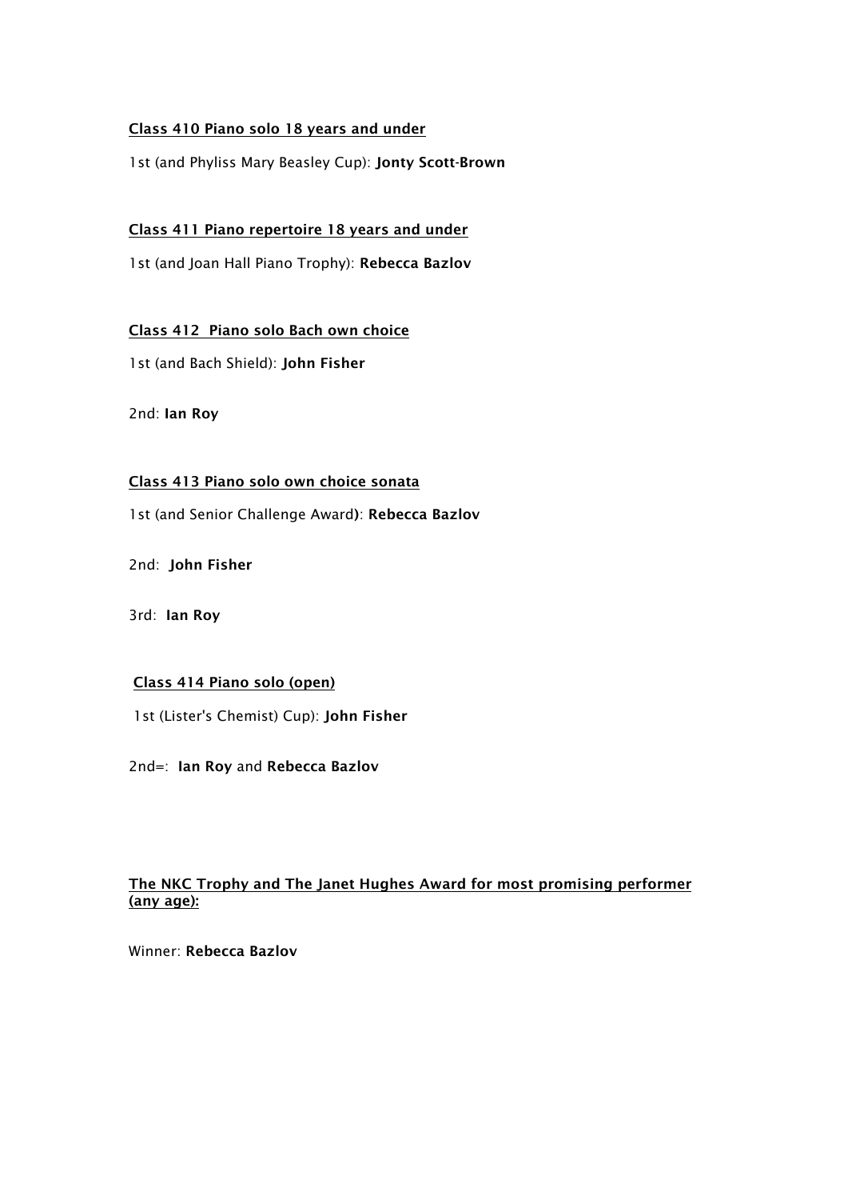**Class 410 Piano solo 18 years and under**

1st (and Phyliss Mary Beasley Cup): **Jonty Scott-Brown**

**Class 411 Piano repertoire 18 years and under**

1st (and Joan Hall Piano Trophy): **Rebecca Bazlov**

**Class 412 Piano solo Bach own choice**

1st (and Bach Shield): **John Fisher**

2nd: **Ian Roy**

**Class 413 Piano solo own choice sonata**

1st (and Senior Challenge Award): **Rebecca Bazlov**

2nd: **John Fisher**

3rd: **Ian Roy**

**Class 414 Piano solo (open)**

1st (Lister's Chemist) Cup): **John Fisher**

2nd=: **Ian Roy** and **Rebecca Bazlov**

**The NKC Trophy and The Janet Hughes Award for most promising performer (any age):**

Winner: **Rebecca Bazlov**